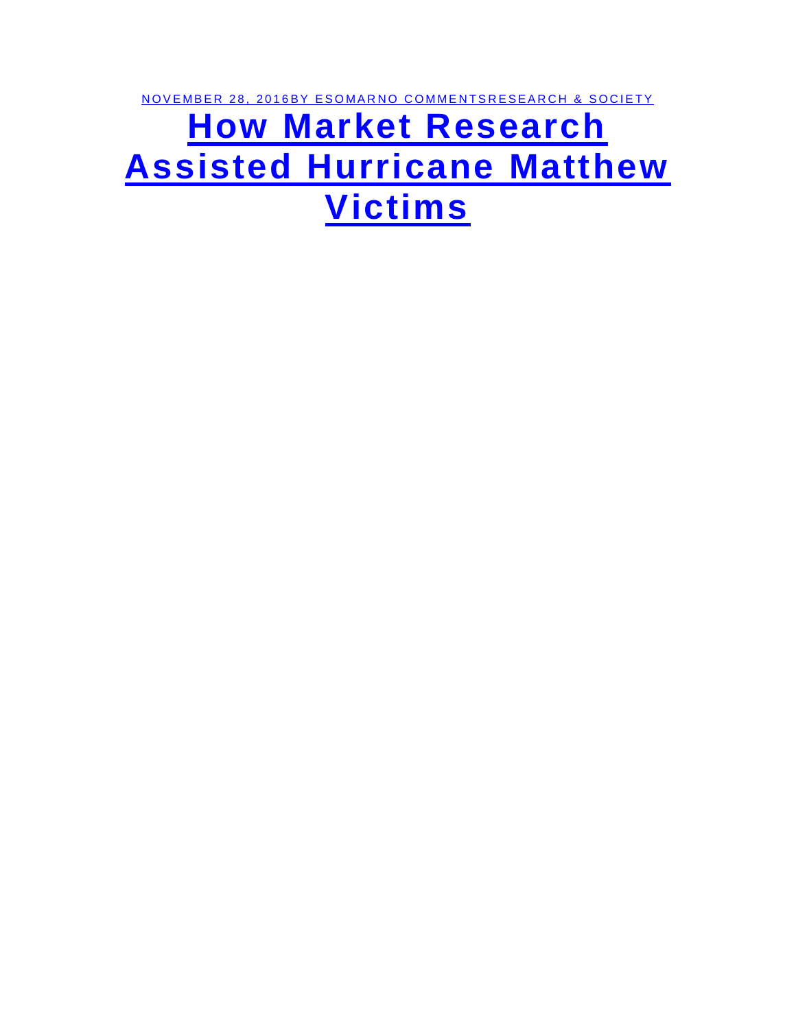NOVEMBER 28, 2016BY ESOMARNO COMMENTSRESEARCH & SOCIETY

# How Market Research Assisted Hurricane Matthew Victims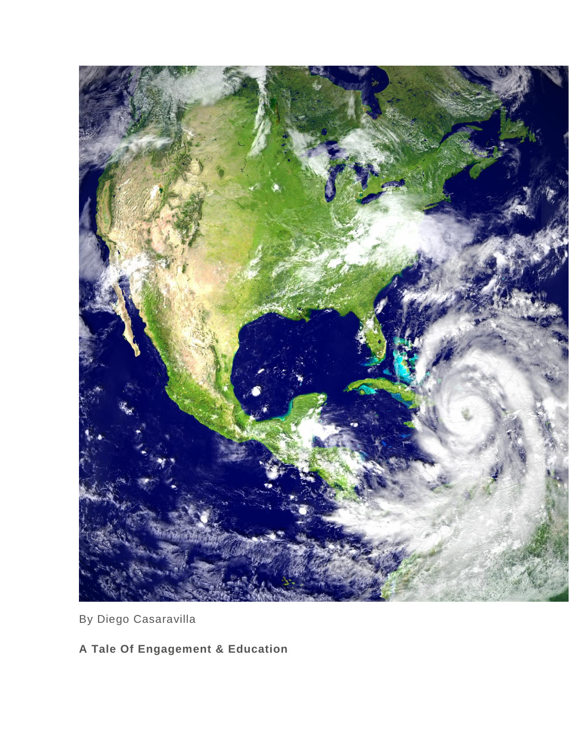By Diego Casaravilla

**A Tale Of Engagement & Education**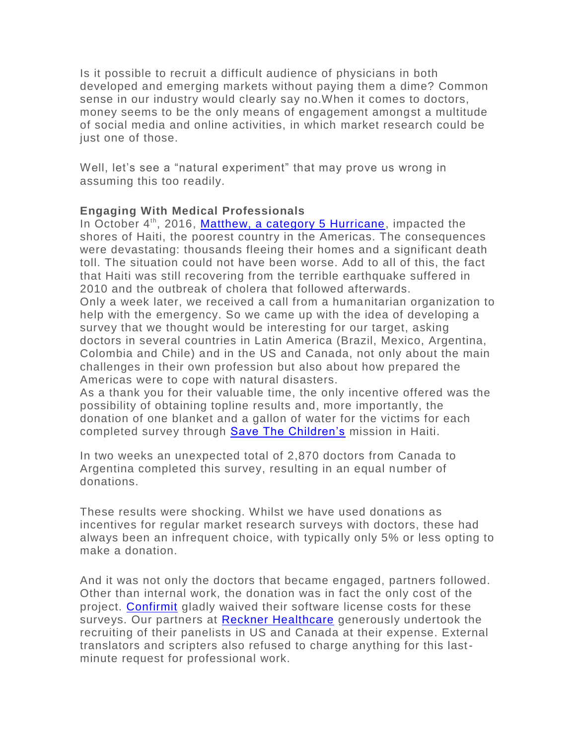Is it possible to recruit a difficult audience of physicians in both developed and emerging markets without paying them a dime? Common sense in our industry would clearly say no.When it comes to doctors, money seems to be the only means of engagement amongst a multitude of social media and online activities, in which market research could be just one of those.

Well, let's see a "natural experiment" that may prove us wrong in assuming this too readily.

**Engaging With Medical Professionals**

In October 4th, 2016, Matthew, a category 5 Hurricane, impacted the shores of Haiti, the poorest country in the Americas. The consequences were devastating: thousands fleeing their homes and a significant death toll. The situation could not have been worse. Add to all of this, the fact that Haiti was still recovering from the terrible earthquake suffered in 2010 and the outbreak of cholera that followed afterwards.

Only a week later, we received a call from a humanitarian organization to help with the emergency. So we came up with the idea of developing a survey that we thought would be interesting for our target, asking doctors in several countries in Latin America (Brazil, Mexico, Argentina, Colombia and Chile) and in the US and Canada, not only about the main challenges in their own profession but also about how prepared the Americas were to cope with natural disasters.

As a thank you for their valuable time, the only incentive offered was the possibility of obtaining topline results and, more importantly, the donation of one blanket and a gallon of water for the victims for each completed survey through Save The Children's mission in Haiti.

In two weeks an unexpected total of 2,870 doctors from Canada to Argentina completed this survey, resulting in an equal number of donations.

These results were shocking. Whilst we have used donations as incentives for regular market research surveys with doctors, these had always been an infrequent choice, with typically only 5% or less opting to make a donation.

And it was not only the doctors that became engaged, partners followed. Other than internal work, the donation was in fact the only cost of the project. Confirmit gladly waived their software license costs for these surveys. Our partners at Reckner Healthcare generously undertook the recruiting of their panelists in US and Canada at their expense. External translators and scripters also refused to charge anything for this last-minute request for professional work.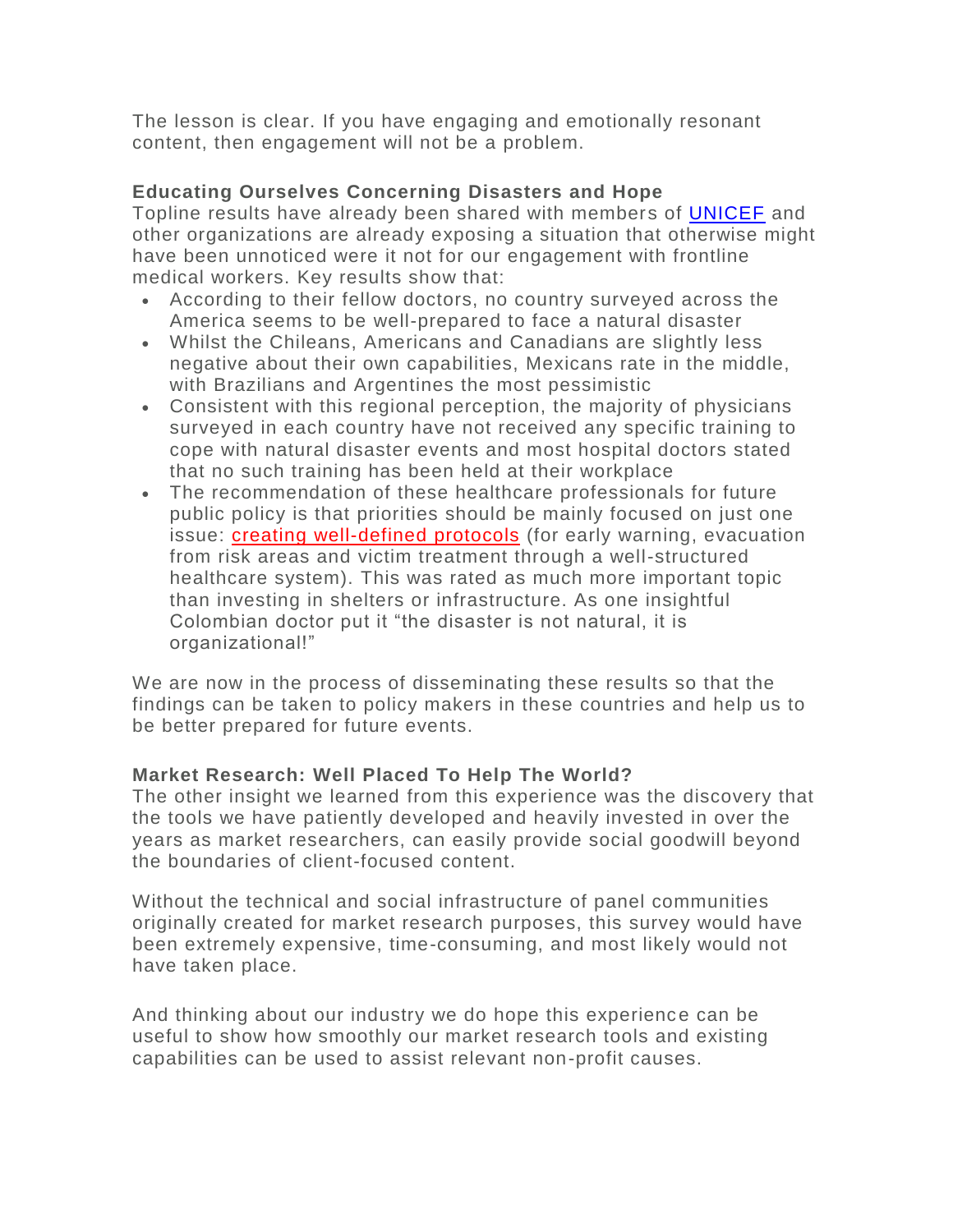The lesson is clear. If you have engaging and emotionally resonant content, then engagement will not be a problem.

**Educating Ourselves Concerning Disasters and Hope**

Topline results have already been shared with members of UNICEF and other organizations are already exposing a situation that otherwise might have been unnoticed were it not for our engagement with frontline medical workers. Key results show that:

- According to their fellow doctors, no country surveyed across the America seems to be well-prepared to face a natural disaster
- Whilst the Chileans, Americans and Canadians are slightly less negative about their own capabilities, Mexicans rate in the middle, with Brazilians and Argentines the most pessimistic
- Consistent with this regional perception, the majority of physicians surveyed in each country have not received any specific training to cope with natural disaster events and most hospital doctors stated that no such training has been held at their workplace
- The recommendation of these healthcare professionals for future public policy is that priorities should be mainly focused on just one issue: creating well-defined protocols (for early warning, evacuation from risk areas and victim treatment through a well-structured healthcare system). This was rated as much more important topic than investing in shelters or infrastructure. As one insightful Colombian doctor put it "the disaster is not natural, it is organizational!"

We are now in the process of disseminating these results so that the findings can be taken to policy makers in these countries and help us to be better prepared for future events.

**Market Research: Well Placed To Help The World?**

The other insight we learned from this experience was the discovery that the tools we have patiently developed and heavily invested in over the years as market researchers, can easily provide social goodwill beyond the boundaries of client-focused content.

Without the technical and social infrastructure of panel communities originally created for market research purposes, this survey would have been extremely expensive, time-consuming, and most likely would not have taken place.

And thinking about our industry we do hope this experience can be useful to show how smoothly our market research tools and existing capabilities can be used to assist relevant non-profit causes.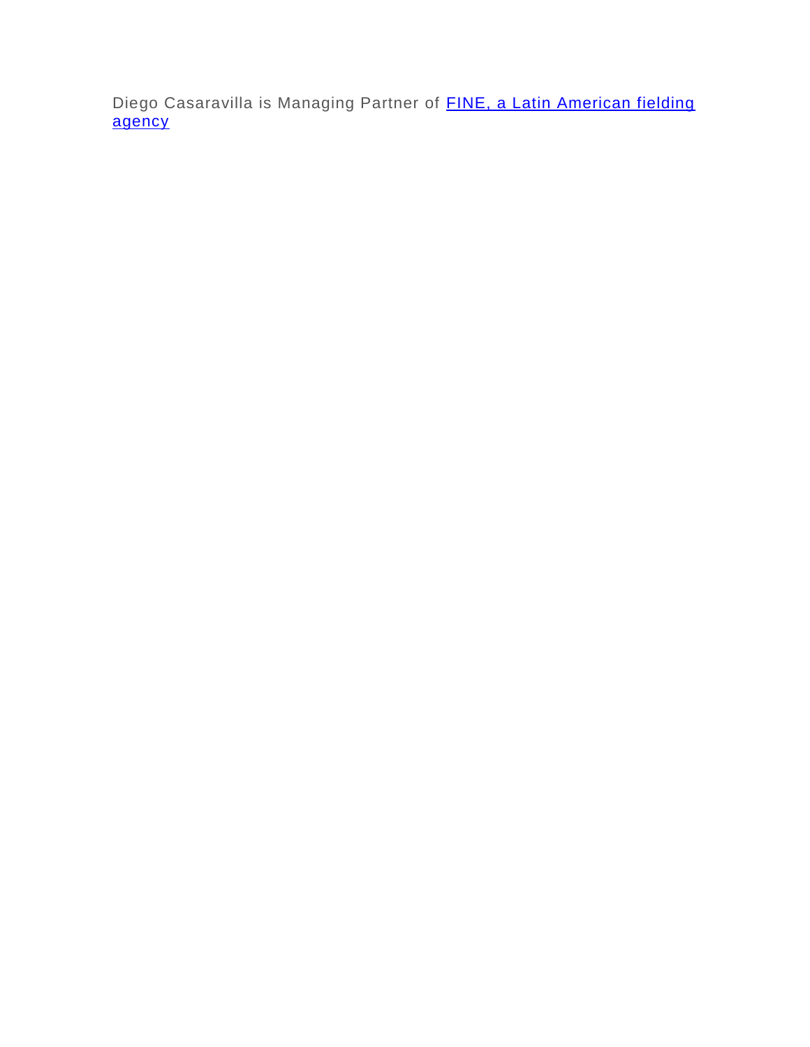Diego Casaravilla is Managing Partner of FINE, a Latin American fielding agency